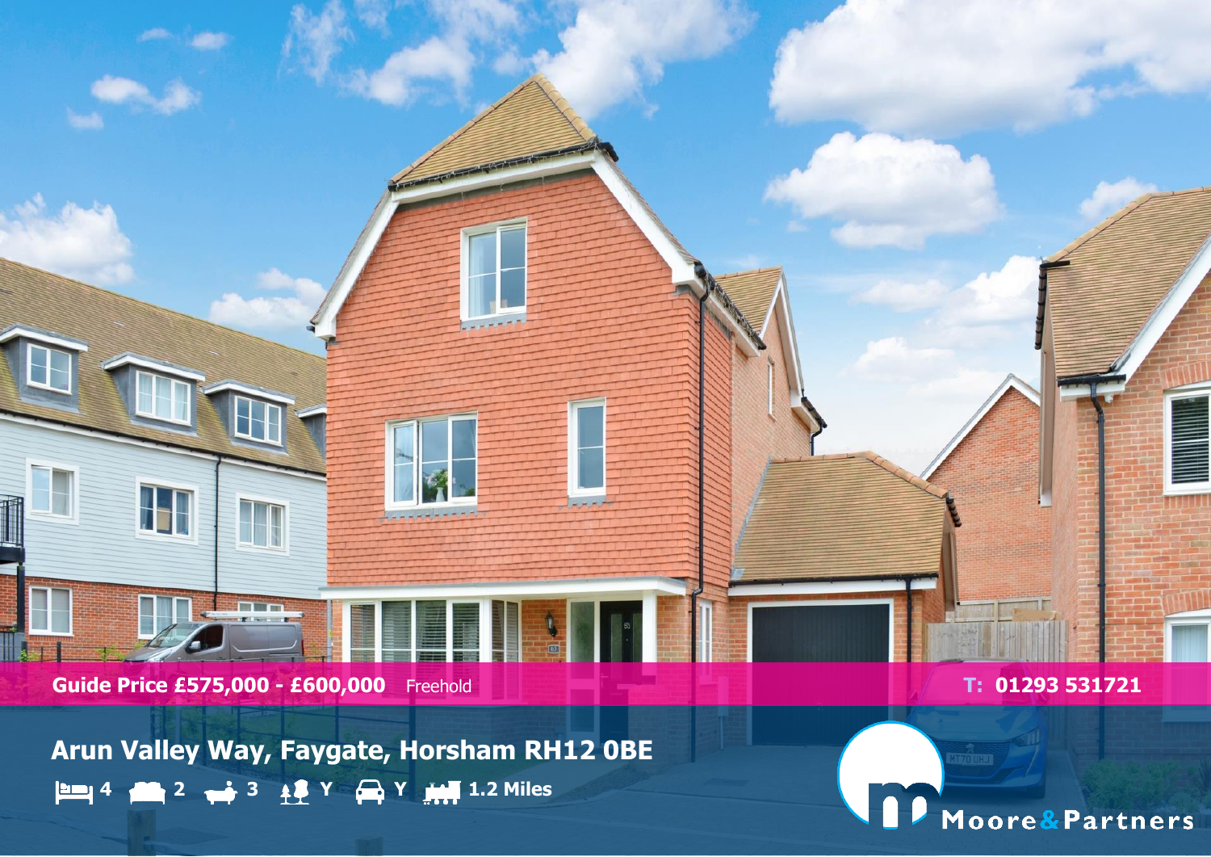**Guide Price £575,000 - £600,000** Freehold

**T: 01293 531721**

# Arun Valley Way, Faygate, Horsham RH12 0BE

4 | 2 | 3 | Y | Y | 1.2 Miles

Moore&Partners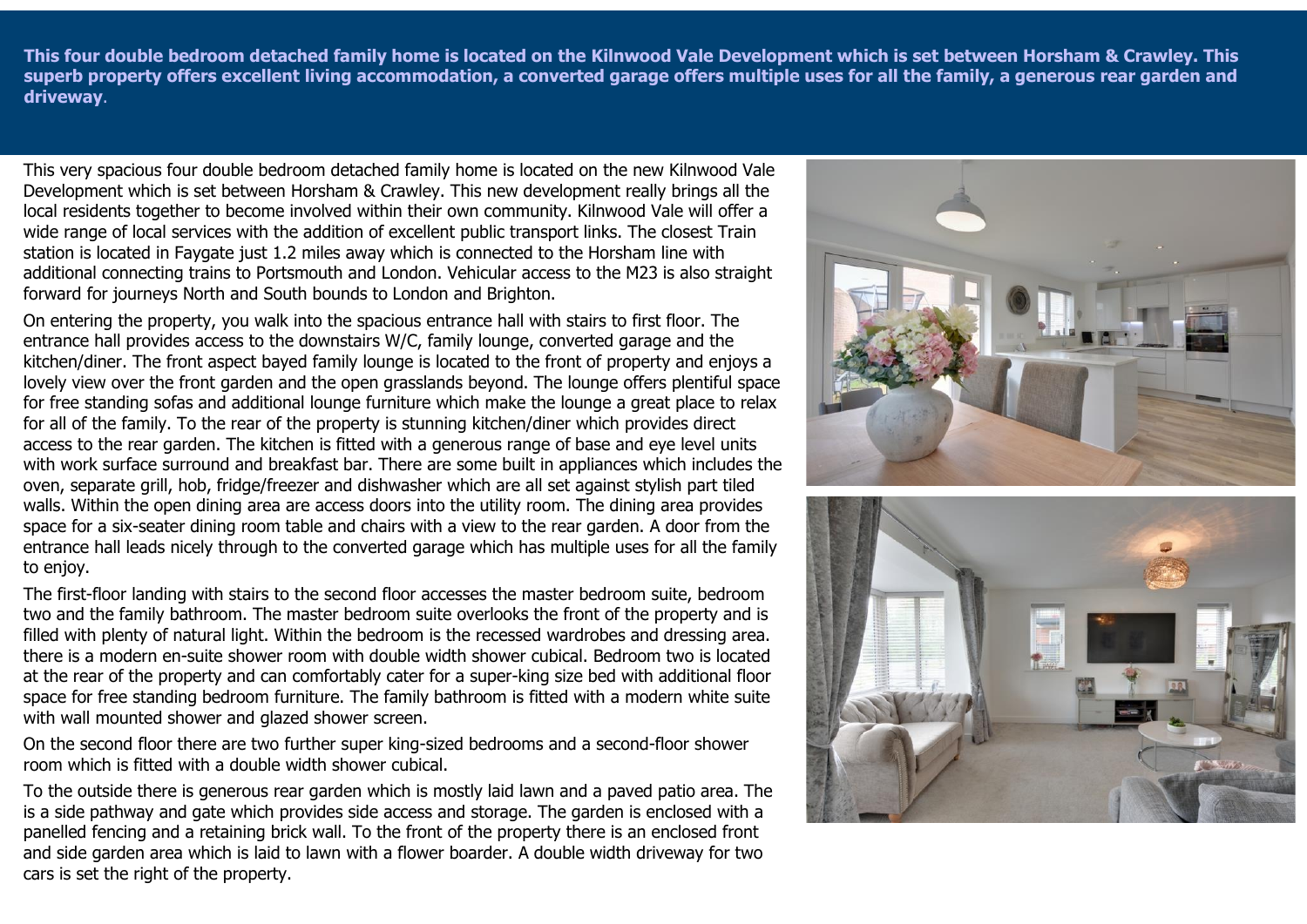**This four double bedroom detached family home is located on the Kilnwood Vale Development which is set between Horsham & Crawley. This superb property offers excellent living accommodation, a converted garage offers multiple uses for all the family, a generous rear garden and driveway**.

This very spacious four double bedroom detached family home is located on the new Kilnwood Vale Development which is set between Horsham & Crawley. This new development really brings all the local residents together to become involved within their own community. Kilnwood Vale will offer a wide range of local services with the addition of excellent public transport links. The closest Train station is located in Faygate just 1.2 miles away which is connected to the Horsham line with additional connecting trains to Portsmouth and London. Vehicular access to the M23 is also straight forward for journeys North and South bounds to London and Brighton.

On entering the property, you walk into the spacious entrance hall with stairs to first floor. The entrance hall provides access to the downstairs W/C, family lounge, converted garage and the kitchen/diner. The front aspect bayed family lounge is located to the front of property and enjoys a lovely view over the front garden and the open grasslands beyond. The lounge offers plentiful space for free standing sofas and additional lounge furniture which make the lounge a great place to relax for all of the family. To the rear of the property is stunning kitchen/diner which provides direct access to the rear garden. The kitchen is fitted with a generous range of base and eye level units with work surface surround and breakfast bar. There are some built in appliances which includes the oven, separate grill, hob, fridge/freezer and dishwasher which are all set against stylish part tiled walls. Within the open dining area are access doors into the utility room. The dining area provides space for a six-seater dining room table and chairs with a view to the rear garden. A door from the entrance hall leads nicely through to the converted garage which has multiple uses for all the family to enjoy.

The first-floor landing with stairs to the second floor accesses the master bedroom suite, bedroom two and the family bathroom. The master bedroom suite overlooks the front of the property and is filled with plenty of natural light. Within the bedroom is the recessed wardrobes and dressing area. there is a modern en-suite shower room with double width shower cubical. Bedroom two is located at the rear of the property and can comfortably cater for a super-king size bed with additional floor space for free standing bedroom furniture. The family bathroom is fitted with a modern white suite with wall mounted shower and glazed shower screen.

On the second floor there are two further super king-sized bedrooms and a second-floor shower room which is fitted with a double width shower cubical.

To the outside there is generous rear garden which is mostly laid lawn and a paved patio area. The is a side pathway and gate which provides side access and storage. The garden is enclosed with a panelled fencing and a retaining brick wall. To the front of the property there is an enclosed front and side garden area which is laid to lawn with a flower boarder. A double width driveway for two cars is set the right of the property.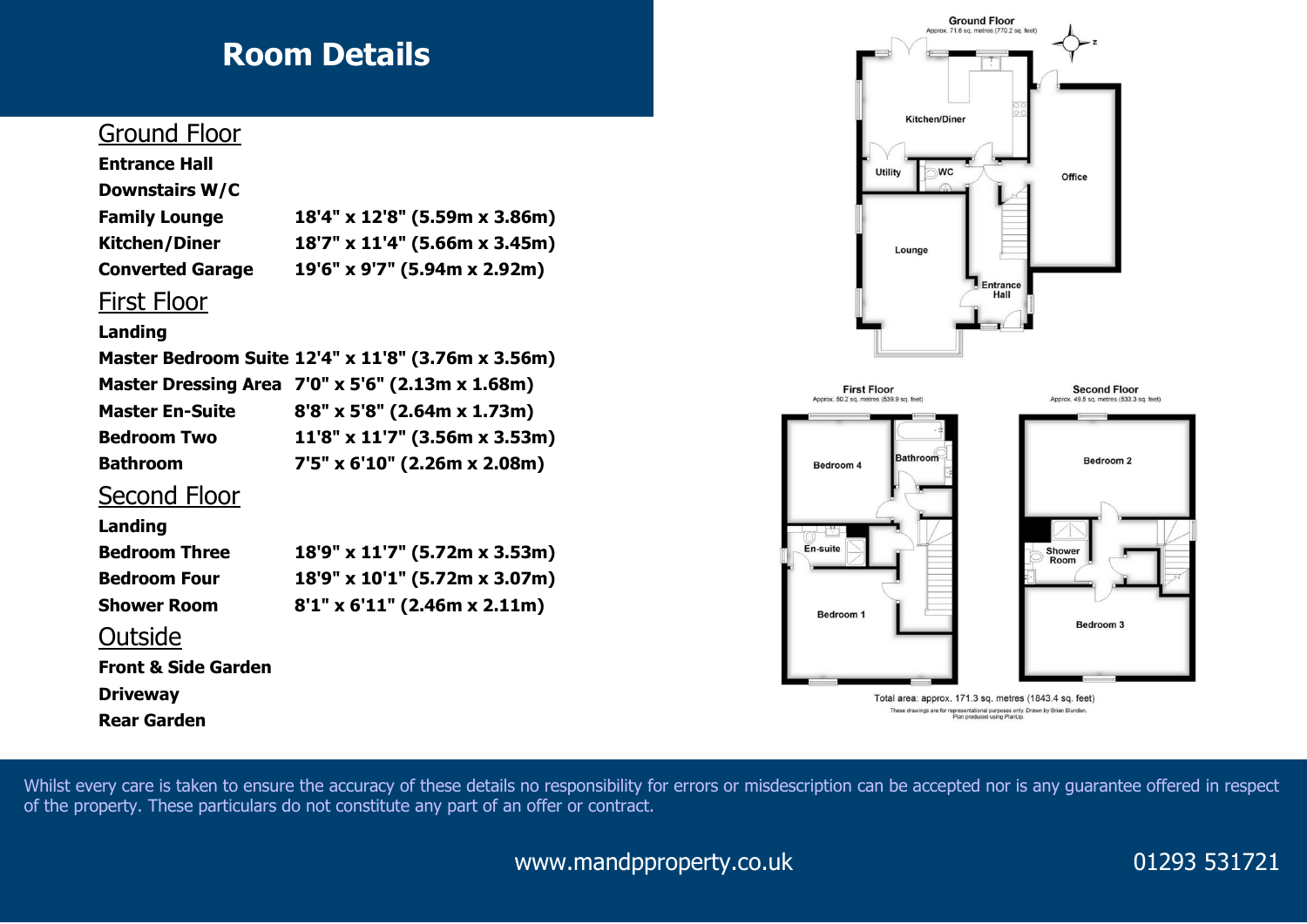# Room Details

## Ground Floor

| | |
|---|---|
| **Entrance Hall** | |
| **Downstairs W/C** | |
| **Family Lounge** | **18'4" x 12'8" (5.59m x 3.86m)** |
| **Kitchen/Diner** | **18'7" x 11'4" (5.66m x 3.45m)** |
| **Converted Garage** | **19'6" x 9'7" (5.94m x 2.92m)** |

## First Floor

| | |
|---|---|
| **Landing** | |
| **Master Bedroom Suite** | **12'4" x 11'8" (3.76m x 3.56m)** |
| **Master Dressing Area** | **7'0" x 5'6" (2.13m x 1.68m)** |
| **Master En-Suite** | **8'8" x 5'8" (2.64m x 1.73m)** |
| **Bedroom Two** | **11'8" x 11'7" (3.56m x 3.53m)** |
| **Bathroom** | **7'5" x 6'10" (2.26m x 2.08m)** |

## Second Floor

| | |
|---|---|
| **Landing** | |
| **Bedroom Three** | **18'9" x 11'7" (5.72m x 3.53m)** |
| **Bedroom Four** | **18'9" x 10'1" (5.72m x 3.07m)** |
| **Shower Room** | **8'1" x 6'11" (2.46m x 2.11m)** |

## Outside

**Front & Side Garden**

**Driveway**

**Rear Garden**

Ground Floor
Approx. 71.6 sq. metres (770.2 sq. feet)

Kitchen/Diner
Utility
WC
Office
Lounge
Entrance Hall

First Floor
Approx. 50.2 sq. metres (539.9 sq. feet)

Bedroom 4
Bathroom
En-suite
Bedroom 1

Second Floor
Approx. 49.5 sq. metres (533.3 sq. feet)

Bedroom 2
Shower Room
Bedroom 3

Total area: approx. 171.3 sq. metres (1843.4 sq. feet)

These drawings are for representational purposes only. Drawn by Brian Blunden. Plan produced using PlanUp.

Whilst every care is taken to ensure the accuracy of these details no responsibility for errors or misdescription can be accepted nor is any guarantee offered in respect of the property. These particulars do not constitute any part of an offer or contract.

www.mandpproperty.co.uk 01293 531721